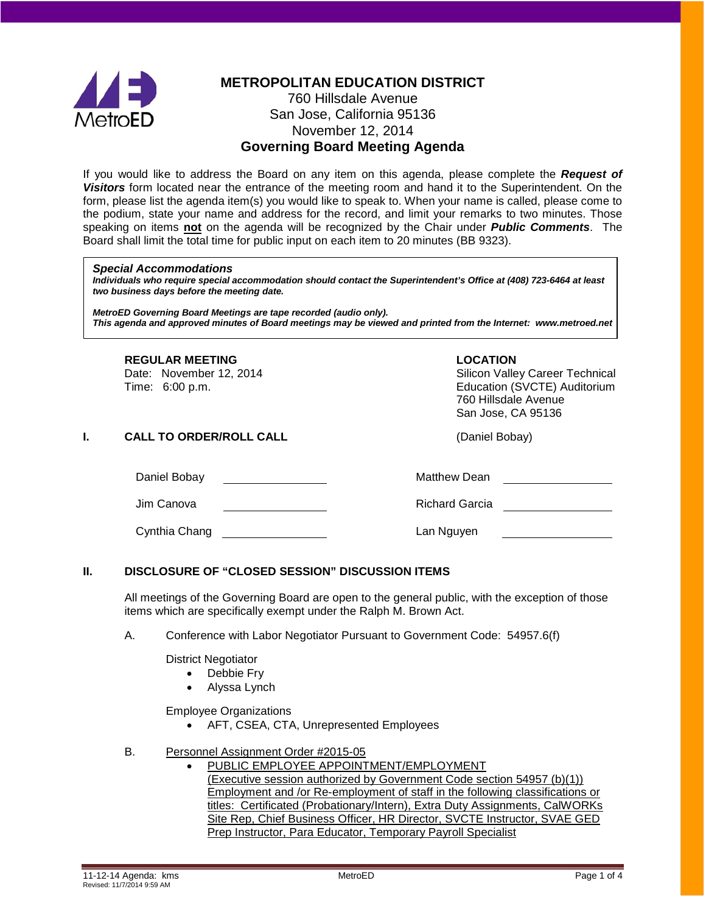# METROPOLITAN EDUCATION DISTRICT

760 Hillsdale Avenue
San Jose, California 95136
November 12, 2014

## Governing Board Meeting Agenda

If you would like to address the Board on any item on this agenda, please complete the ***Request of Visitors*** form located near the entrance of the meeting room and hand it to the Superintendent. On the form, please list the agenda item(s) you would like to speak to. When your name is called, please come to the podium, state your name and address for the record, and limit your remarks to two minutes. Those speaking on items **not** on the agenda will be recognized by the Chair under ***Public Comments***. The Board shall limit the total time for public input on each item to 20 minutes (BB 9323).

> ***Special Accommodations***
> ***Individuals who require special accommodation should contact the Superintendent's Office at (408) 723-6464 at least two business days before the meeting date.***
>
> ***MetroED Governing Board Meetings are tape recorded (audio only).***
> ***This agenda and approved minutes of Board meetings may be viewed and printed from the Internet: www.metroed.net***

**REGULAR MEETING**
Date: November 12, 2014
Time: 6:00 p.m.

**LOCATION**
Silicon Valley Career Technical Education (SVCTE) Auditorium
760 Hillsdale Avenue
San Jose, CA 95136

## I. CALL TO ORDER/ROLL CALL

(Daniel Bobay)

| | | | |
|---|---|---|---|
| Daniel Bobay | \_\_\_\_\_\_\_\_\_\_ | Matthew Dean | \_\_\_\_\_\_\_\_\_\_ |
| Jim Canova | \_\_\_\_\_\_\_\_\_\_ | Richard Garcia | \_\_\_\_\_\_\_\_\_\_ |
| Cynthia Chang | \_\_\_\_\_\_\_\_\_\_ | Lan Nguyen | \_\_\_\_\_\_\_\_\_\_ |

## II. DISCLOSURE OF "CLOSED SESSION" DISCUSSION ITEMS

All meetings of the Governing Board are open to the general public, with the exception of those items which are specifically exempt under the Ralph M. Brown Act.

A. Conference with Labor Negotiator Pursuant to Government Code: 54957.6(f)

District Negotiator
- Debbie Fry
- Alyssa Lynch

Employee Organizations
- AFT, CSEA, CTA, Unrepresented Employees

B. Personnel Assignment Order #2015-05
- PUBLIC EMPLOYEE APPOINTMENT/EMPLOYMENT (Executive session authorized by Government Code section 54957 (b)(1)) Employment and /or Re-employment of staff in the following classifications or titles: Certificated (Probationary/Intern), Extra Duty Assignments, CalWORKs Site Rep, Chief Business Officer, HR Director, SVCTE Instructor, SVAE GED Prep Instructor, Para Educator, Temporary Payroll Specialist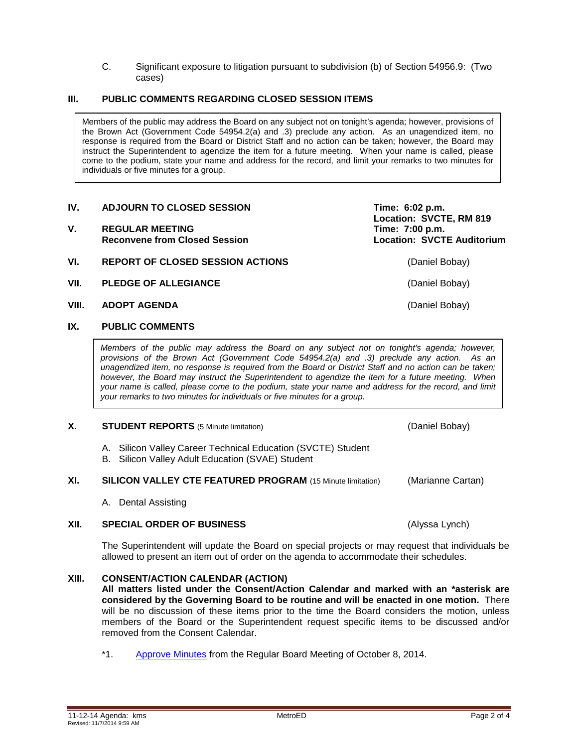C. Significant exposure to litigation pursuant to subdivision (b) of Section 54956.9: (Two cases)

## III. PUBLIC COMMENTS REGARDING CLOSED SESSION ITEMS

Members of the public may address the Board on any subject not on tonight's agenda; however, provisions of the Brown Act (Government Code 54954.2(a) and .3) preclude any action. As an unagendized item, no response is required from the Board or District Staff and no action can be taken; however, the Board may instruct the Superintendent to agendize the item for a future meeting. When your name is called, please come to the podium, state your name and address for the record, and limit your remarks to two minutes for individuals or five minutes for a group.

## IV. ADJOURN TO CLOSED SESSION

**Time: 6:02 p.m.**
**Location: SVCTE, RM 819**

## V. REGULAR MEETING
**Reconvene from Closed Session**

**Time: 7:00 p.m.**
**Location: SVCTE Auditorium**

## VI. REPORT OF CLOSED SESSION ACTIONS

(Daniel Bobay)

## VII. PLEDGE OF ALLEGIANCE

(Daniel Bobay)

## VIII. ADOPT AGENDA

(Daniel Bobay)

## IX. PUBLIC COMMENTS

*Members of the public may address the Board on any subject not on tonight's agenda; however, provisions of the Brown Act (Government Code 54954.2(a) and .3) preclude any action. As an unagendized item, no response is required from the Board or District Staff and no action can be taken; however, the Board may instruct the Superintendent to agendize the item for a future meeting. When your name is called, please come to the podium, state your name and address for the record, and limit your remarks to two minutes for individuals or five minutes for a group.*

## X. STUDENT REPORTS (5 Minute limitation)

(Daniel Bobay)

A. Silicon Valley Career Technical Education (SVCTE) Student
B. Silicon Valley Adult Education (SVAE) Student

## XI. SILICON VALLEY CTE FEATURED PROGRAM (15 Minute limitation)

(Marianne Cartan)

A. Dental Assisting

## XII. SPECIAL ORDER OF BUSINESS

(Alyssa Lynch)

The Superintendent will update the Board on special projects or may request that individuals be allowed to present an item out of order on the agenda to accommodate their schedules.

## XIII. CONSENT/ACTION CALENDAR (ACTION)

**All matters listed under the Consent/Action Calendar and marked with an *asterisk are considered by the Governing Board to be routine and will be enacted in one motion.** There will be no discussion of these items prior to the time the Board considers the motion, unless members of the Board or the Superintendent request specific items to be discussed and/or removed from the Consent Calendar.

*1. Approve Minutes from the Regular Board Meeting of October 8, 2014.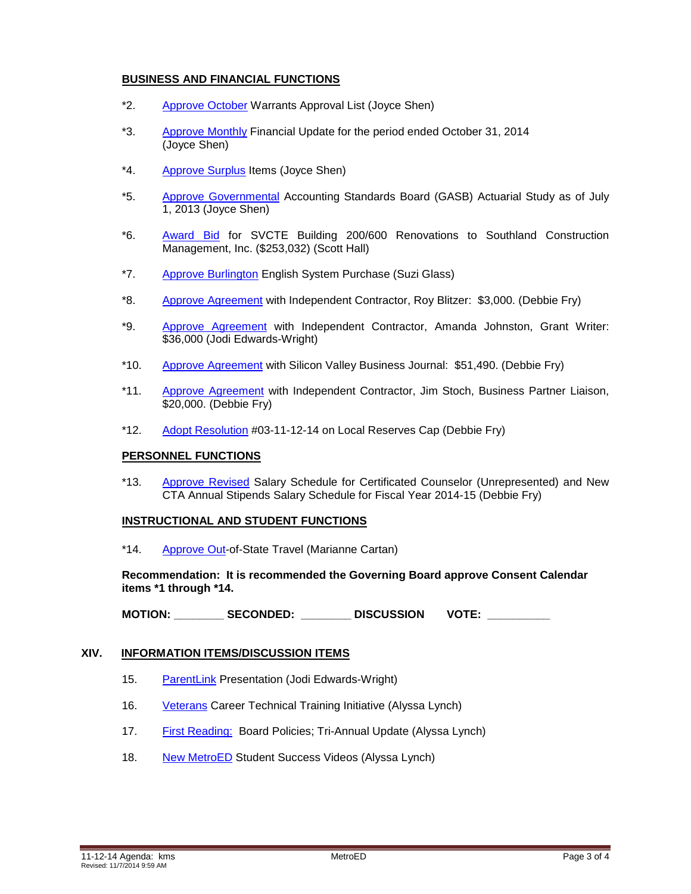**BUSINESS AND FINANCIAL FUNCTIONS**

*2. Approve October Warrants Approval List (Joyce Shen)

*3. Approve Monthly Financial Update for the period ended October 31, 2014 (Joyce Shen)

*4. Approve Surplus Items (Joyce Shen)

*5. Approve Governmental Accounting Standards Board (GASB) Actuarial Study as of July 1, 2013 (Joyce Shen)

*6. Award Bid for SVCTE Building 200/600 Renovations to Southland Construction Management, Inc. ($253,032) (Scott Hall)

*7. Approve Burlington English System Purchase (Suzi Glass)

*8. Approve Agreement with Independent Contractor, Roy Blitzer: $3,000. (Debbie Fry)

*9. Approve Agreement with Independent Contractor, Amanda Johnston, Grant Writer: $36,000 (Jodi Edwards-Wright)

*10. Approve Agreement with Silicon Valley Business Journal: $51,490. (Debbie Fry)

*11. Approve Agreement with Independent Contractor, Jim Stoch, Business Partner Liaison, $20,000. (Debbie Fry)

*12. Adopt Resolution #03-11-12-14 on Local Reserves Cap (Debbie Fry)

**PERSONNEL FUNCTIONS**

*13. Approve Revised Salary Schedule for Certificated Counselor (Unrepresented) and New CTA Annual Stipends Salary Schedule for Fiscal Year 2014-15 (Debbie Fry)

**INSTRUCTIONAL AND STUDENT FUNCTIONS**

*14. Approve Out-of-State Travel (Marianne Cartan)

**Recommendation: It is recommended the Governing Board approve Consent Calendar items *1 through *14.**

**MOTION: ________ SECONDED: ________ DISCUSSION VOTE: __________**

## XIV. INFORMATION ITEMS/DISCUSSION ITEMS

15. ParentLink Presentation (Jodi Edwards-Wright)

16. Veterans Career Technical Training Initiative (Alyssa Lynch)

17. First Reading: Board Policies; Tri-Annual Update (Alyssa Lynch)

18. New MetroED Student Success Videos (Alyssa Lynch)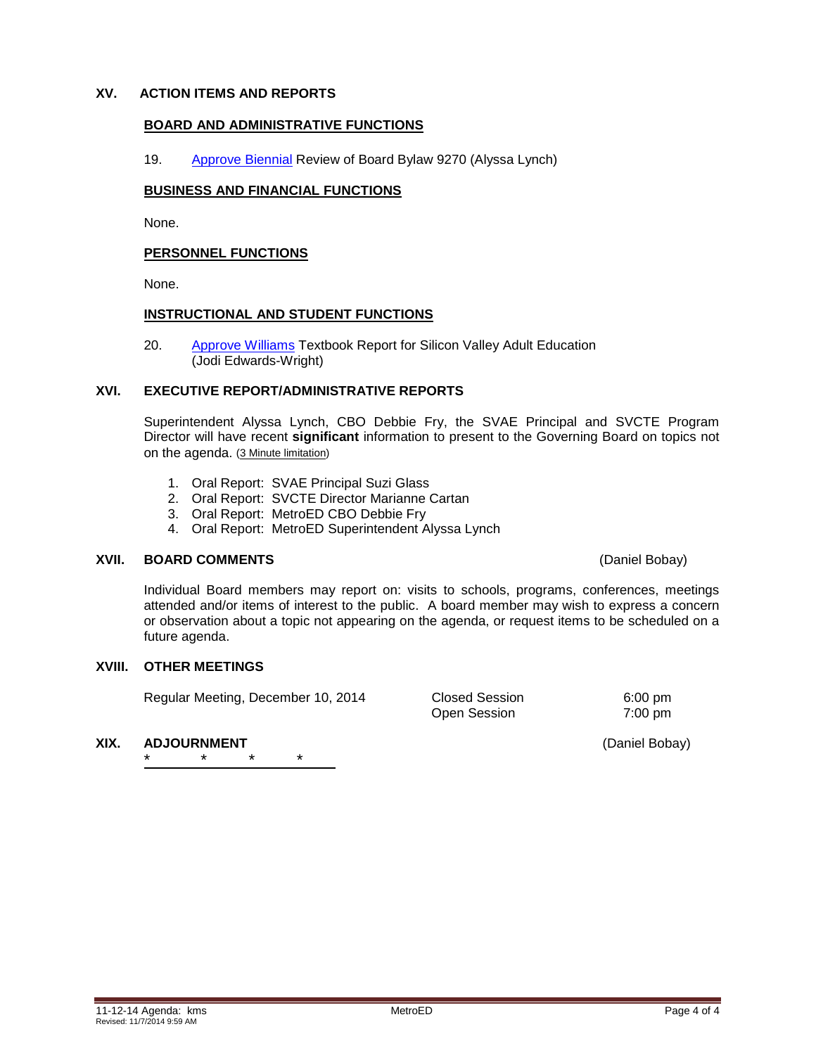## XV. ACTION ITEMS AND REPORTS

### BOARD AND ADMINISTRATIVE FUNCTIONS

19. Approve Biennial Review of Board Bylaw 9270 (Alyssa Lynch)

### BUSINESS AND FINANCIAL FUNCTIONS

None.

### PERSONNEL FUNCTIONS

None.

### INSTRUCTIONAL AND STUDENT FUNCTIONS

20. Approve Williams Textbook Report for Silicon Valley Adult Education (Jodi Edwards-Wright)

## XVI. EXECUTIVE REPORT/ADMINISTRATIVE REPORTS

Superintendent Alyssa Lynch, CBO Debbie Fry, the SVAE Principal and SVCTE Program Director will have recent **significant** information to present to the Governing Board on topics not on the agenda. (3 Minute limitation)

1. Oral Report: SVAE Principal Suzi Glass
2. Oral Report: SVCTE Director Marianne Cartan
3. Oral Report: MetroED CBO Debbie Fry
4. Oral Report: MetroED Superintendent Alyssa Lynch

## XVII. BOARD COMMENTS (Daniel Bobay)

Individual Board members may report on: visits to schools, programs, conferences, meetings attended and/or items of interest to the public. A board member may wish to express a concern or observation about a topic not appearing on the agenda, or request items to be scheduled on a future agenda.

## XVIII. OTHER MEETINGS

| | | |
|---|---|---|
| Regular Meeting, December 10, 2014 | Closed Session | 6:00 pm |
| | Open Session | 7:00 pm |

## XIX. ADJOURNMENT (Daniel Bobay)

\* \* \* \*